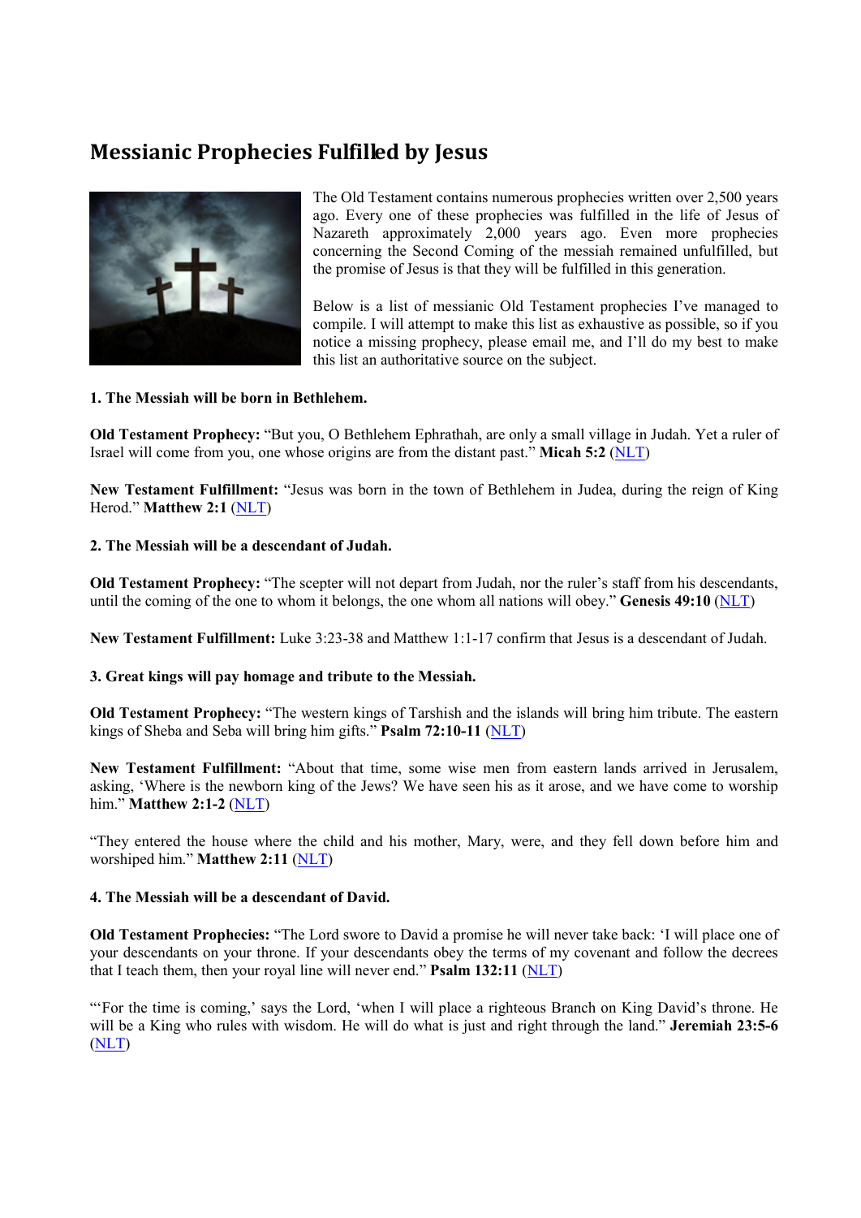# Messianic Prophecies Fulfilled by Jesus

The Old Testament contains numerous prophecies written over 2,500 years ago. Every one of these prophecies was fulfilled in the life of Jesus of Nazareth approximately 2,000 years ago. Even more prophecies concerning the Second Coming of the messiah remained unfulfilled, but the promise of Jesus is that they will be fulfilled in this generation.

Below is a list of messianic Old Testament prophecies I've managed to compile. I will attempt to make this list as exhaustive as possible, so if you notice a missing prophecy, please email me, and I'll do my best to make this list an authoritative source on the subject.

**1. The Messiah will be born in Bethlehem.**

**Old Testament Prophecy:** "But you, O Bethlehem Ephrathah, are only a small village in Judah. Yet a ruler of Israel will come from you, one whose origins are from the distant past." **Micah 5:2** (NLT)

**New Testament Fulfillment:** "Jesus was born in the town of Bethlehem in Judea, during the reign of King Herod." **Matthew 2:1** (NLT)

**2. The Messiah will be a descendant of Judah.**

**Old Testament Prophecy:** "The scepter will not depart from Judah, nor the ruler's staff from his descendants, until the coming of the one to whom it belongs, the one whom all nations will obey." **Genesis 49:10** (NLT)

**New Testament Fulfillment:** Luke 3:23-38 and Matthew 1:1-17 confirm that Jesus is a descendant of Judah.

**3. Great kings will pay homage and tribute to the Messiah.**

**Old Testament Prophecy:** "The western kings of Tarshish and the islands will bring him tribute. The eastern kings of Sheba and Seba will bring him gifts." **Psalm 72:10-11** (NLT)

**New Testament Fulfillment:** "About that time, some wise men from eastern lands arrived in Jerusalem, asking, 'Where is the newborn king of the Jews? We have seen his as it arose, and we have come to worship him." **Matthew 2:1-2** (NLT)

"They entered the house where the child and his mother, Mary, were, and they fell down before him and worshiped him." **Matthew 2:11** (NLT)

**4. The Messiah will be a descendant of David.**

**Old Testament Prophecies:** "The Lord swore to David a promise he will never take back: 'I will place one of your descendants on your throne. If your descendants obey the terms of my covenant and follow the decrees that I teach them, then your royal line will never end." **Psalm 132:11** (NLT)

"'For the time is coming,' says the Lord, 'when I will place a righteous Branch on King David's throne. He will be a King who rules with wisdom. He will do what is just and right through the land." **Jeremiah 23:5-6** (NLT)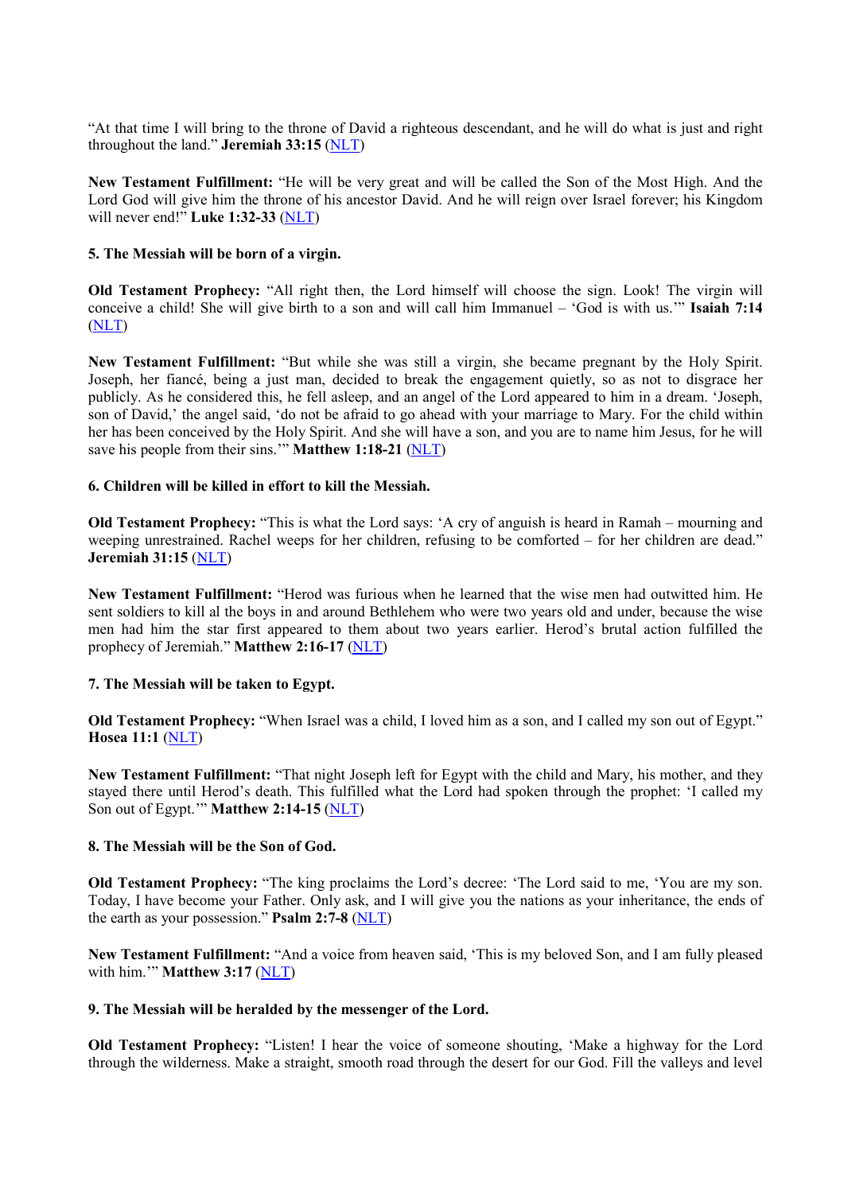"At that time I will bring to the throne of David a righteous descendant, and he will do what is just and right throughout the land." **Jeremiah 33:15** (NLT)

**New Testament Fulfillment:** "He will be very great and will be called the Son of the Most High. And the Lord God will give him the throne of his ancestor David. And he will reign over Israel forever; his Kingdom will never end!" **Luke 1:32-33** (NLT)

**5. The Messiah will be born of a virgin.**

**Old Testament Prophecy:** "All right then, the Lord himself will choose the sign. Look! The virgin will conceive a child! She will give birth to a son and will call him Immanuel – 'God is with us.'" **Isaiah 7:14** (NLT)

**New Testament Fulfillment:** "But while she was still a virgin, she became pregnant by the Holy Spirit. Joseph, her fiancé, being a just man, decided to break the engagement quietly, so as not to disgrace her publicly. As he considered this, he fell asleep, and an angel of the Lord appeared to him in a dream. 'Joseph, son of David,' the angel said, 'do not be afraid to go ahead with your marriage to Mary. For the child within her has been conceived by the Holy Spirit. And she will have a son, and you are to name him Jesus, for he will save his people from their sins.'" **Matthew 1:18-21** (NLT)

**6. Children will be killed in effort to kill the Messiah.**

**Old Testament Prophecy:** "This is what the Lord says: 'A cry of anguish is heard in Ramah – mourning and weeping unrestrained. Rachel weeps for her children, refusing to be comforted – for her children are dead." **Jeremiah 31:15** (NLT)

**New Testament Fulfillment:** "Herod was furious when he learned that the wise men had outwitted him. He sent soldiers to kill al the boys in and around Bethlehem who were two years old and under, because the wise men had him the star first appeared to them about two years earlier. Herod's brutal action fulfilled the prophecy of Jeremiah." **Matthew 2:16-17** (NLT)

**7. The Messiah will be taken to Egypt.**

**Old Testament Prophecy:** "When Israel was a child, I loved him as a son, and I called my son out of Egypt." **Hosea 11:1** (NLT)

**New Testament Fulfillment:** "That night Joseph left for Egypt with the child and Mary, his mother, and they stayed there until Herod's death. This fulfilled what the Lord had spoken through the prophet: 'I called my Son out of Egypt.'" **Matthew 2:14-15** (NLT)

**8. The Messiah will be the Son of God.**

**Old Testament Prophecy:** "The king proclaims the Lord's decree: 'The Lord said to me, 'You are my son. Today, I have become your Father. Only ask, and I will give you the nations as your inheritance, the ends of the earth as your possession." **Psalm 2:7-8** (NLT)

**New Testament Fulfillment:** "And a voice from heaven said, 'This is my beloved Son, and I am fully pleased with him.'" **Matthew 3:17** (NLT)

**9. The Messiah will be heralded by the messenger of the Lord.**

**Old Testament Prophecy:** "Listen! I hear the voice of someone shouting, 'Make a highway for the Lord through the wilderness. Make a straight, smooth road through the desert for our God. Fill the valleys and level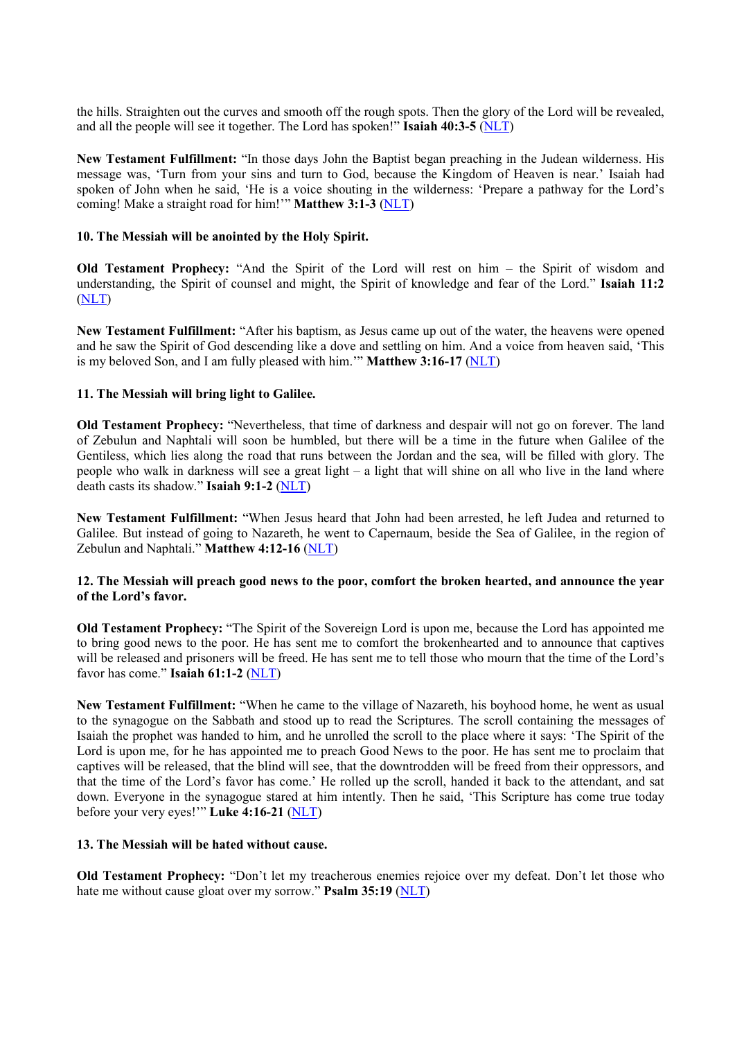the hills. Straighten out the curves and smooth off the rough spots. Then the glory of the Lord will be revealed, and all the people will see it together. The Lord has spoken!" **Isaiah 40:3-5** (NLT)

**New Testament Fulfillment:** "In those days John the Baptist began preaching in the Judean wilderness. His message was, 'Turn from your sins and turn to God, because the Kingdom of Heaven is near.' Isaiah had spoken of John when he said, 'He is a voice shouting in the wilderness: 'Prepare a pathway for the Lord's coming! Make a straight road for him!'" **Matthew 3:1-3** (NLT)

**10. The Messiah will be anointed by the Holy Spirit.**

**Old Testament Prophecy:** "And the Spirit of the Lord will rest on him – the Spirit of wisdom and understanding, the Spirit of counsel and might, the Spirit of knowledge and fear of the Lord." **Isaiah 11:2** (NLT)

**New Testament Fulfillment:** "After his baptism, as Jesus came up out of the water, the heavens were opened and he saw the Spirit of God descending like a dove and settling on him. And a voice from heaven said, 'This is my beloved Son, and I am fully pleased with him.'" **Matthew 3:16-17** (NLT)

**11. The Messiah will bring light to Galilee.**

**Old Testament Prophecy:** "Nevertheless, that time of darkness and despair will not go on forever. The land of Zebulun and Naphtali will soon be humbled, but there will be a time in the future when Galilee of the Gentiless, which lies along the road that runs between the Jordan and the sea, will be filled with glory. The people who walk in darkness will see a great light – a light that will shine on all who live in the land where death casts its shadow." **Isaiah 9:1-2** (NLT)

**New Testament Fulfillment:** "When Jesus heard that John had been arrested, he left Judea and returned to Galilee. But instead of going to Nazareth, he went to Capernaum, beside the Sea of Galilee, in the region of Zebulun and Naphtali." **Matthew 4:12-16** (NLT)

**12. The Messiah will preach good news to the poor, comfort the broken hearted, and announce the year of the Lord's favor.**

**Old Testament Prophecy:** "The Spirit of the Sovereign Lord is upon me, because the Lord has appointed me to bring good news to the poor. He has sent me to comfort the brokenhearted and to announce that captives will be released and prisoners will be freed. He has sent me to tell those who mourn that the time of the Lord's favor has come." **Isaiah 61:1-2** (NLT)

**New Testament Fulfillment:** "When he came to the village of Nazareth, his boyhood home, he went as usual to the synagogue on the Sabbath and stood up to read the Scriptures. The scroll containing the messages of Isaiah the prophet was handed to him, and he unrolled the scroll to the place where it says: 'The Spirit of the Lord is upon me, for he has appointed me to preach Good News to the poor. He has sent me to proclaim that captives will be released, that the blind will see, that the downtrodden will be freed from their oppressors, and that the time of the Lord's favor has come.' He rolled up the scroll, handed it back to the attendant, and sat down. Everyone in the synagogue stared at him intently. Then he said, 'This Scripture has come true today before your very eyes!'" **Luke 4:16-21** (NLT)

**13. The Messiah will be hated without cause.**

**Old Testament Prophecy:** "Don't let my treacherous enemies rejoice over my defeat. Don't let those who hate me without cause gloat over my sorrow." **Psalm 35:19** (NLT)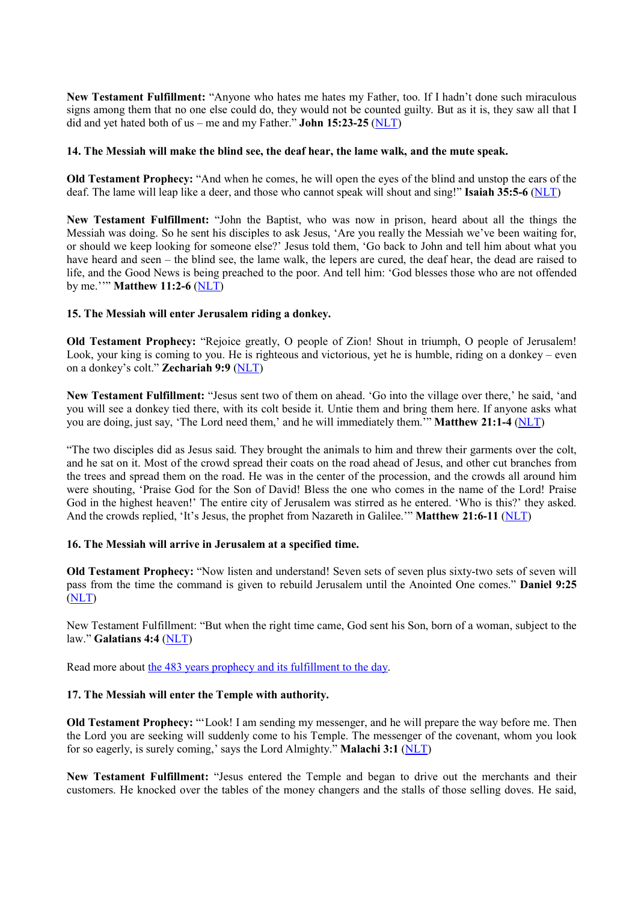**New Testament Fulfillment:** “Anyone who hates me hates my Father, too. If I hadn’t done such miraculous signs among them that no one else could do, they would not be counted guilty. But as it is, they saw all that I did and yet hated both of us – me and my Father.” **John 15:23-25** (NLT)

**14. The Messiah will make the blind see, the deaf hear, the lame walk, and the mute speak.**

**Old Testament Prophecy:** “And when he comes, he will open the eyes of the blind and unstop the ears of the deaf. The lame will leap like a deer, and those who cannot speak will shout and sing!” **Isaiah 35:5-6** (NLT)

**New Testament Fulfillment:** “John the Baptist, who was now in prison, heard about all the things the Messiah was doing. So he sent his disciples to ask Jesus, ‘Are you really the Messiah we’ve been waiting for, or should we keep looking for someone else?’ Jesus told them, ‘Go back to John and tell him about what you have heard and seen – the blind see, the lame walk, the lepers are cured, the deaf hear, the dead are raised to life, and the Good News is being preached to the poor. And tell him: ‘God blesses those who are not offended by me.’’” **Matthew 11:2-6** (NLT)

**15. The Messiah will enter Jerusalem riding a donkey.**

**Old Testament Prophecy:** “Rejoice greatly, O people of Zion! Shout in triumph, O people of Jerusalem! Look, your king is coming to you. He is righteous and victorious, yet he is humble, riding on a donkey – even on a donkey’s colt.” **Zechariah 9:9** (NLT)

**New Testament Fulfillment:** “Jesus sent two of them on ahead. ‘Go into the village over there,’ he said, ‘and you will see a donkey tied there, with its colt beside it. Untie them and bring them here. If anyone asks what you are doing, just say, ‘The Lord need them,’ and he will immediately them.’” **Matthew 21:1-4** (NLT)

“The two disciples did as Jesus said. They brought the animals to him and threw their garments over the colt, and he sat on it. Most of the crowd spread their coats on the road ahead of Jesus, and other cut branches from the trees and spread them on the road. He was in the center of the procession, and the crowds all around him were shouting, ‘Praise God for the Son of David! Bless the one who comes in the name of the Lord! Praise God in the highest heaven!’ The entire city of Jerusalem was stirred as he entered. ‘Who is this?’ they asked. And the crowds replied, ‘It’s Jesus, the prophet from Nazareth in Galilee.’” **Matthew 21:6-11** (NLT)

**16. The Messiah will arrive in Jerusalem at a specified time.**

**Old Testament Prophecy:** “Now listen and understand! Seven sets of seven plus sixty-two sets of seven will pass from the time the command is given to rebuild Jerusalem until the Anointed One comes.” **Daniel 9:25** (NLT)

New Testament Fulfillment: “But when the right time came, God sent his Son, born of a woman, subject to the law.” **Galatians 4:4** (NLT)

Read more about the 483 years prophecy and its fulfillment to the day.

**17. The Messiah will enter the Temple with authority.**

**Old Testament Prophecy:** “‘Look! I am sending my messenger, and he will prepare the way before me. Then the Lord you are seeking will suddenly come to his Temple. The messenger of the covenant, whom you look for so eagerly, is surely coming,’ says the Lord Almighty.” **Malachi 3:1** (NLT)

**New Testament Fulfillment:** “Jesus entered the Temple and began to drive out the merchants and their customers. He knocked over the tables of the money changers and the stalls of those selling doves. He said,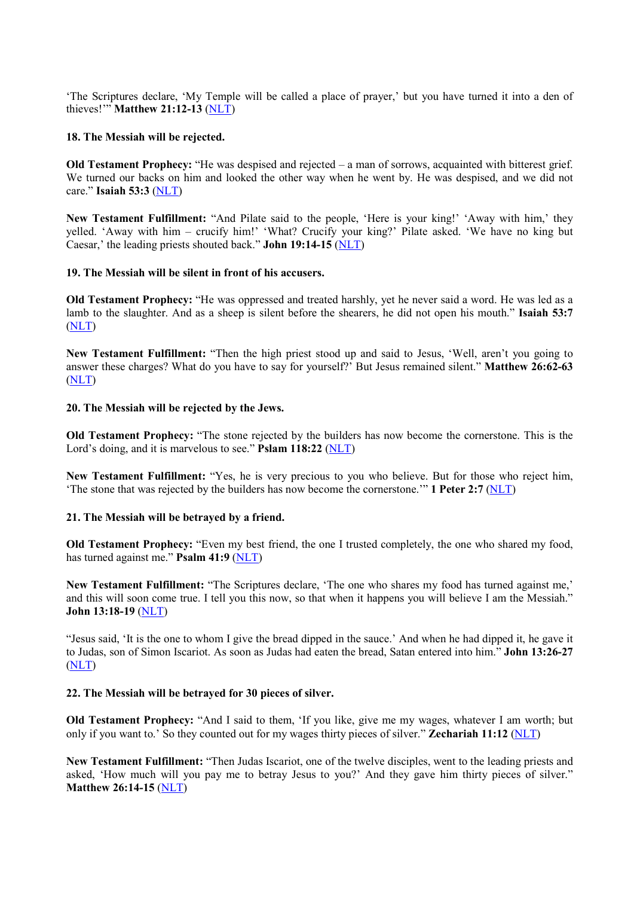'The Scriptures declare, 'My Temple will be called a place of prayer,' but you have turned it into a den of thieves!'" **Matthew 21:12-13** (NLT)

**18. The Messiah will be rejected.**

**Old Testament Prophecy:** "He was despised and rejected – a man of sorrows, acquainted with bitterest grief. We turned our backs on him and looked the other way when he went by. He was despised, and we did not care." **Isaiah 53:3** (NLT)

**New Testament Fulfillment:** "And Pilate said to the people, 'Here is your king!' 'Away with him,' they yelled. 'Away with him – crucify him!' 'What? Crucify your king?' Pilate asked. 'We have no king but Caesar,' the leading priests shouted back." **John 19:14-15** (NLT)

**19. The Messiah will be silent in front of his accusers.**

**Old Testament Prophecy:** "He was oppressed and treated harshly, yet he never said a word. He was led as a lamb to the slaughter. And as a sheep is silent before the shearers, he did not open his mouth." **Isaiah 53:7** (NLT)

**New Testament Fulfillment:** "Then the high priest stood up and said to Jesus, 'Well, aren't you going to answer these charges? What do you have to say for yourself?' But Jesus remained silent." **Matthew 26:62-63** (NLT)

**20. The Messiah will be rejected by the Jews.**

**Old Testament Prophecy:** "The stone rejected by the builders has now become the cornerstone. This is the Lord's doing, and it is marvelous to see." **Pslam 118:22** (NLT)

**New Testament Fulfillment:** "Yes, he is very precious to you who believe. But for those who reject him, 'The stone that was rejected by the builders has now become the cornerstone.'" **1 Peter 2:7** (NLT)

**21. The Messiah will be betrayed by a friend.**

**Old Testament Prophecy:** "Even my best friend, the one I trusted completely, the one who shared my food, has turned against me." **Psalm 41:9** (NLT)

**New Testament Fulfillment:** "The Scriptures declare, 'The one who shares my food has turned against me,' and this will soon come true. I tell you this now, so that when it happens you will believe I am the Messiah." **John 13:18-19** (NLT)

"Jesus said, 'It is the one to whom I give the bread dipped in the sauce.' And when he had dipped it, he gave it to Judas, son of Simon Iscariot. As soon as Judas had eaten the bread, Satan entered into him." **John 13:26-27** (NLT)

**22. The Messiah will be betrayed for 30 pieces of silver.**

**Old Testament Prophecy:** "And I said to them, 'If you like, give me my wages, whatever I am worth; but only if you want to.' So they counted out for my wages thirty pieces of silver." **Zechariah 11:12** (NLT)

**New Testament Fulfillment:** "Then Judas Iscariot, one of the twelve disciples, went to the leading priests and asked, 'How much will you pay me to betray Jesus to you?' And they gave him thirty pieces of silver." **Matthew 26:14-15** (NLT)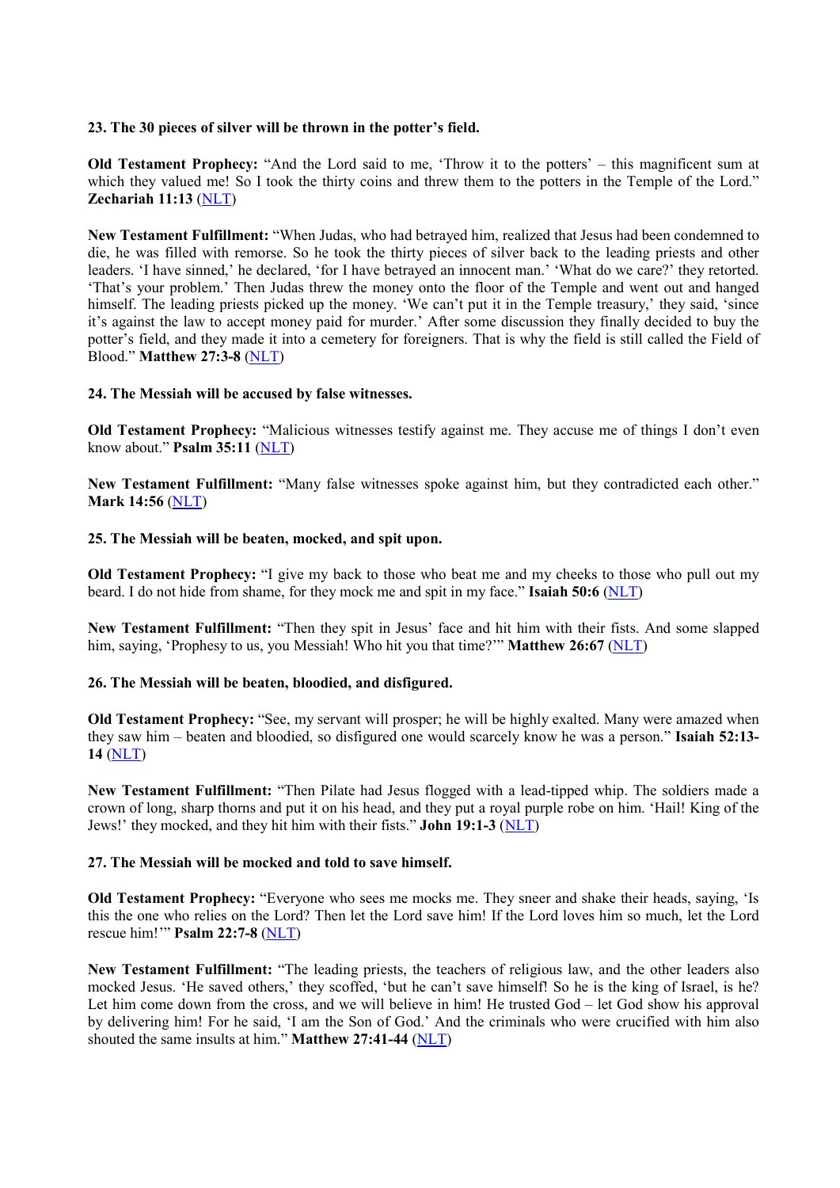**23. The 30 pieces of silver will be thrown in the potter's field.**

**Old Testament Prophecy:** "And the Lord said to me, 'Throw it to the potters' – this magnificent sum at which they valued me! So I took the thirty coins and threw them to the potters in the Temple of the Lord." **Zechariah 11:13** (NLT)

**New Testament Fulfillment:** "When Judas, who had betrayed him, realized that Jesus had been condemned to die, he was filled with remorse. So he took the thirty pieces of silver back to the leading priests and other leaders. 'I have sinned,' he declared, 'for I have betrayed an innocent man.' 'What do we care?' they retorted. 'That's your problem.' Then Judas threw the money onto the floor of the Temple and went out and hanged himself. The leading priests picked up the money. 'We can't put it in the Temple treasury,' they said, 'since it's against the law to accept money paid for murder.' After some discussion they finally decided to buy the potter's field, and they made it into a cemetery for foreigners. That is why the field is still called the Field of Blood." **Matthew 27:3-8** (NLT)

**24. The Messiah will be accused by false witnesses.**

**Old Testament Prophecy:** "Malicious witnesses testify against me. They accuse me of things I don't even know about." **Psalm 35:11** (NLT)

**New Testament Fulfillment:** "Many false witnesses spoke against him, but they contradicted each other." **Mark 14:56** (NLT)

**25. The Messiah will be beaten, mocked, and spit upon.**

**Old Testament Prophecy:** "I give my back to those who beat me and my cheeks to those who pull out my beard. I do not hide from shame, for they mock me and spit in my face." **Isaiah 50:6** (NLT)

**New Testament Fulfillment:** "Then they spit in Jesus' face and hit him with their fists. And some slapped him, saying, 'Prophesy to us, you Messiah! Who hit you that time?'" **Matthew 26:67** (NLT)

**26. The Messiah will be beaten, bloodied, and disfigured.**

**Old Testament Prophecy:** "See, my servant will prosper; he will be highly exalted. Many were amazed when they saw him – beaten and bloodied, so disfigured one would scarcely know he was a person." **Isaiah 52:13-14** (NLT)

**New Testament Fulfillment:** "Then Pilate had Jesus flogged with a lead-tipped whip. The soldiers made a crown of long, sharp thorns and put it on his head, and they put a royal purple robe on him. 'Hail! King of the Jews!' they mocked, and they hit him with their fists." **John 19:1-3** (NLT)

**27. The Messiah will be mocked and told to save himself.**

**Old Testament Prophecy:** "Everyone who sees me mocks me. They sneer and shake their heads, saying, 'Is this the one who relies on the Lord? Then let the Lord save him! If the Lord loves him so much, let the Lord rescue him!'" **Psalm 22:7-8** (NLT)

**New Testament Fulfillment:** "The leading priests, the teachers of religious law, and the other leaders also mocked Jesus. 'He saved others,' they scoffed, 'but he can't save himself! So he is the king of Israel, is he? Let him come down from the cross, and we will believe in him! He trusted God – let God show his approval by delivering him! For he said, 'I am the Son of God.' And the criminals who were crucified with him also shouted the same insults at him." **Matthew 27:41-44** (NLT)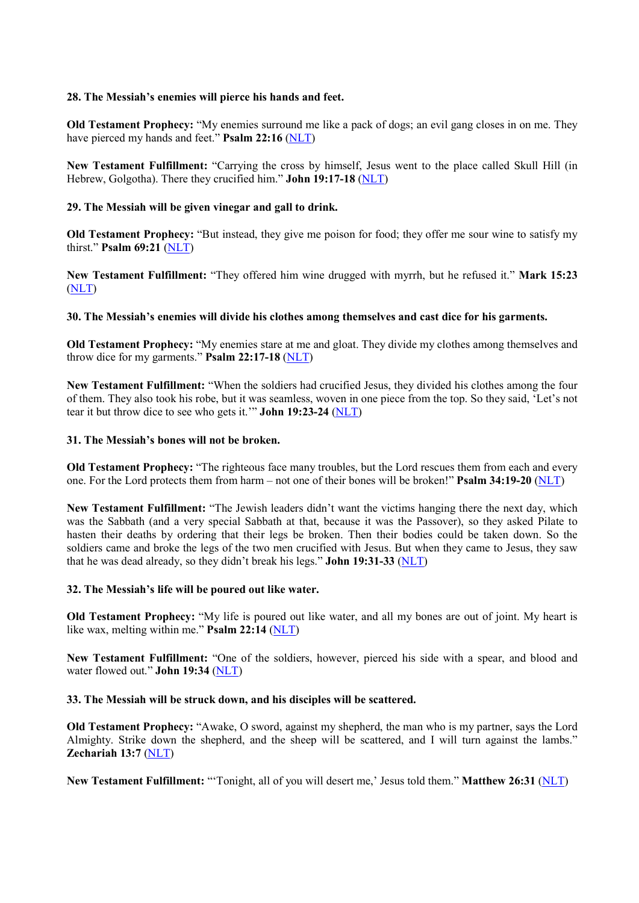**28. The Messiah's enemies will pierce his hands and feet.**

**Old Testament Prophecy:** "My enemies surround me like a pack of dogs; an evil gang closes in on me. They have pierced my hands and feet." **Psalm 22:16** (NLT)

**New Testament Fulfillment:** "Carrying the cross by himself, Jesus went to the place called Skull Hill (in Hebrew, Golgotha). There they crucified him." **John 19:17-18** (NLT)

**29. The Messiah will be given vinegar and gall to drink.**

**Old Testament Prophecy:** "But instead, they give me poison for food; they offer me sour wine to satisfy my thirst." **Psalm 69:21** (NLT)

**New Testament Fulfillment:** "They offered him wine drugged with myrrh, but he refused it." **Mark 15:23** (NLT)

**30. The Messiah's enemies will divide his clothes among themselves and cast dice for his garments.**

**Old Testament Prophecy:** "My enemies stare at me and gloat. They divide my clothes among themselves and throw dice for my garments." **Psalm 22:17-18** (NLT)

**New Testament Fulfillment:** "When the soldiers had crucified Jesus, they divided his clothes among the four of them. They also took his robe, but it was seamless, woven in one piece from the top. So they said, 'Let's not tear it but throw dice to see who gets it.'" **John 19:23-24** (NLT)

**31. The Messiah's bones will not be broken.**

**Old Testament Prophecy:** "The righteous face many troubles, but the Lord rescues them from each and every one. For the Lord protects them from harm – not one of their bones will be broken!" **Psalm 34:19-20** (NLT)

**New Testament Fulfillment:** "The Jewish leaders didn't want the victims hanging there the next day, which was the Sabbath (and a very special Sabbath at that, because it was the Passover), so they asked Pilate to hasten their deaths by ordering that their legs be broken. Then their bodies could be taken down. So the soldiers came and broke the legs of the two men crucified with Jesus. But when they came to Jesus, they saw that he was dead already, so they didn't break his legs." **John 19:31-33** (NLT)

**32. The Messiah's life will be poured out like water.**

**Old Testament Prophecy:** "My life is poured out like water, and all my bones are out of joint. My heart is like wax, melting within me." **Psalm 22:14** (NLT)

**New Testament Fulfillment:** "One of the soldiers, however, pierced his side with a spear, and blood and water flowed out." **John 19:34** (NLT)

**33. The Messiah will be struck down, and his disciples will be scattered.**

**Old Testament Prophecy:** "Awake, O sword, against my shepherd, the man who is my partner, says the Lord Almighty. Strike down the shepherd, and the sheep will be scattered, and I will turn against the lambs." **Zechariah 13:7** (NLT)

**New Testament Fulfillment:** "'Tonight, all of you will desert me,' Jesus told them." **Matthew 26:31** (NLT)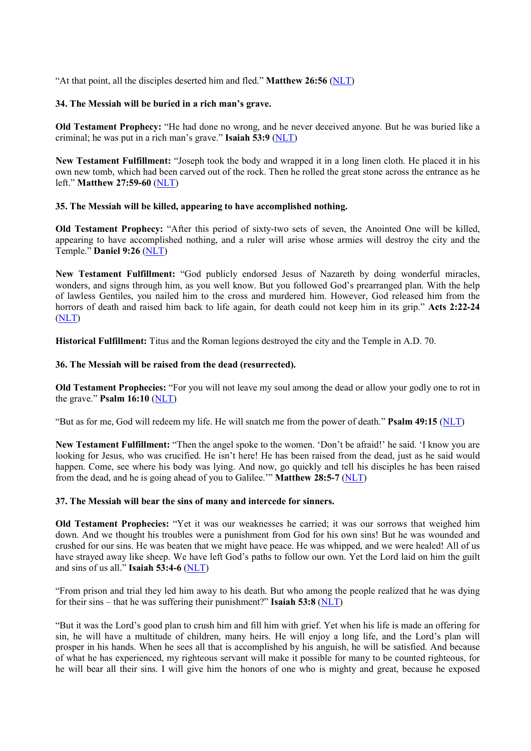"At that point, all the disciples deserted him and fled." **Matthew 26:56** (NLT)

**34. The Messiah will be buried in a rich man's grave.**

**Old Testament Prophecy:** "He had done no wrong, and he never deceived anyone. But he was buried like a criminal; he was put in a rich man's grave." **Isaiah 53:9** (NLT)

**New Testament Fulfillment:** "Joseph took the body and wrapped it in a long linen cloth. He placed it in his own new tomb, which had been carved out of the rock. Then he rolled the great stone across the entrance as he left." **Matthew 27:59-60** (NLT)

**35. The Messiah will be killed, appearing to have accomplished nothing.**

**Old Testament Prophecy:** "After this period of sixty-two sets of seven, the Anointed One will be killed, appearing to have accomplished nothing, and a ruler will arise whose armies will destroy the city and the Temple." **Daniel 9:26** (NLT)

**New Testament Fulfillment:** "God publicly endorsed Jesus of Nazareth by doing wonderful miracles, wonders, and signs through him, as you well know. But you followed God's prearranged plan. With the help of lawless Gentiles, you nailed him to the cross and murdered him. However, God released him from the horrors of death and raised him back to life again, for death could not keep him in its grip." **Acts 2:22-24** (NLT)

**Historical Fulfillment:** Titus and the Roman legions destroyed the city and the Temple in A.D. 70.

**36. The Messiah will be raised from the dead (resurrected).**

**Old Testament Prophecies:** "For you will not leave my soul among the dead or allow your godly one to rot in the grave." **Psalm 16:10** (NLT)

"But as for me, God will redeem my life. He will snatch me from the power of death." **Psalm 49:15** (NLT)

**New Testament Fulfillment:** "Then the angel spoke to the women. 'Don't be afraid!' he said. 'I know you are looking for Jesus, who was crucified. He isn't here! He has been raised from the dead, just as he said would happen. Come, see where his body was lying. And now, go quickly and tell his disciples he has been raised from the dead, and he is going ahead of you to Galilee.'" **Matthew 28:5-7** (NLT)

**37. The Messiah will bear the sins of many and intercede for sinners.**

**Old Testament Prophecies:** "Yet it was our weaknesses he carried; it was our sorrows that weighed him down. And we thought his troubles were a punishment from God for his own sins! But he was wounded and crushed for our sins. He was beaten that we might have peace. He was whipped, and we were healed! All of us have strayed away like sheep. We have left God's paths to follow our own. Yet the Lord laid on him the guilt and sins of us all." **Isaiah 53:4-6** (NLT)

"From prison and trial they led him away to his death. But who among the people realized that he was dying for their sins – that he was suffering their punishment?" **Isaiah 53:8** (NLT)

"But it was the Lord's good plan to crush him and fill him with grief. Yet when his life is made an offering for sin, he will have a multitude of children, many heirs. He will enjoy a long life, and the Lord's plan will prosper in his hands. When he sees all that is accomplished by his anguish, he will be satisfied. And because of what he has experienced, my righteous servant will make it possible for many to be counted righteous, for he will bear all their sins. I will give him the honors of one who is mighty and great, because he exposed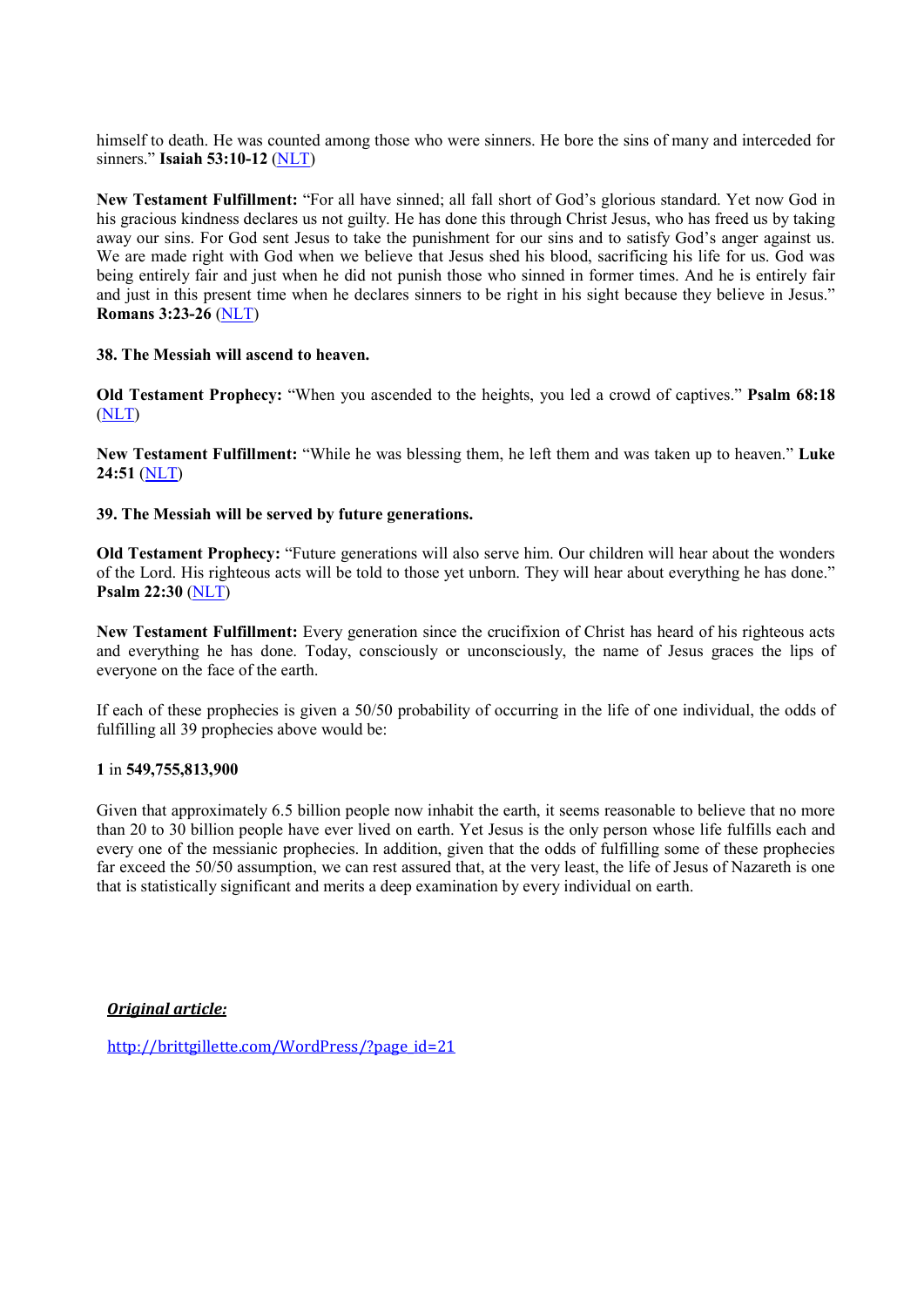himself to death. He was counted among those who were sinners. He bore the sins of many and interceded for sinners." **Isaiah 53:10-12** (NLT)

**New Testament Fulfillment:** "For all have sinned; all fall short of God's glorious standard. Yet now God in his gracious kindness declares us not guilty. He has done this through Christ Jesus, who has freed us by taking away our sins. For God sent Jesus to take the punishment for our sins and to satisfy God's anger against us. We are made right with God when we believe that Jesus shed his blood, sacrificing his life for us. God was being entirely fair and just when he did not punish those who sinned in former times. And he is entirely fair and just in this present time when he declares sinners to be right in his sight because they believe in Jesus." **Romans 3:23-26** (NLT)

**38. The Messiah will ascend to heaven.**

**Old Testament Prophecy:** "When you ascended to the heights, you led a crowd of captives." **Psalm 68:18** (NLT)

**New Testament Fulfillment:** "While he was blessing them, he left them and was taken up to heaven." **Luke 24:51** (NLT)

**39. The Messiah will be served by future generations.**

**Old Testament Prophecy:** "Future generations will also serve him. Our children will hear about the wonders of the Lord. His righteous acts will be told to those yet unborn. They will hear about everything he has done." **Psalm 22:30** (NLT)

**New Testament Fulfillment:** Every generation since the crucifixion of Christ has heard of his righteous acts and everything he has done. Today, consciously or unconsciously, the name of Jesus graces the lips of everyone on the face of the earth.

If each of these prophecies is given a 50/50 probability of occurring in the life of one individual, the odds of fulfilling all 39 prophecies above would be:

**1** in **549,755,813,900**

Given that approximately 6.5 billion people now inhabit the earth, it seems reasonable to believe that no more than 20 to 30 billion people have ever lived on earth. Yet Jesus is the only person whose life fulfills each and every one of the messianic prophecies. In addition, given that the odds of fulfilling some of these prophecies far exceed the 50/50 assumption, we can rest assured that, at the very least, the life of Jesus of Nazareth is one that is statistically significant and merits a deep examination by every individual on earth.

***Original article:***

http://brittgillette.com/WordPress/?page_id=21